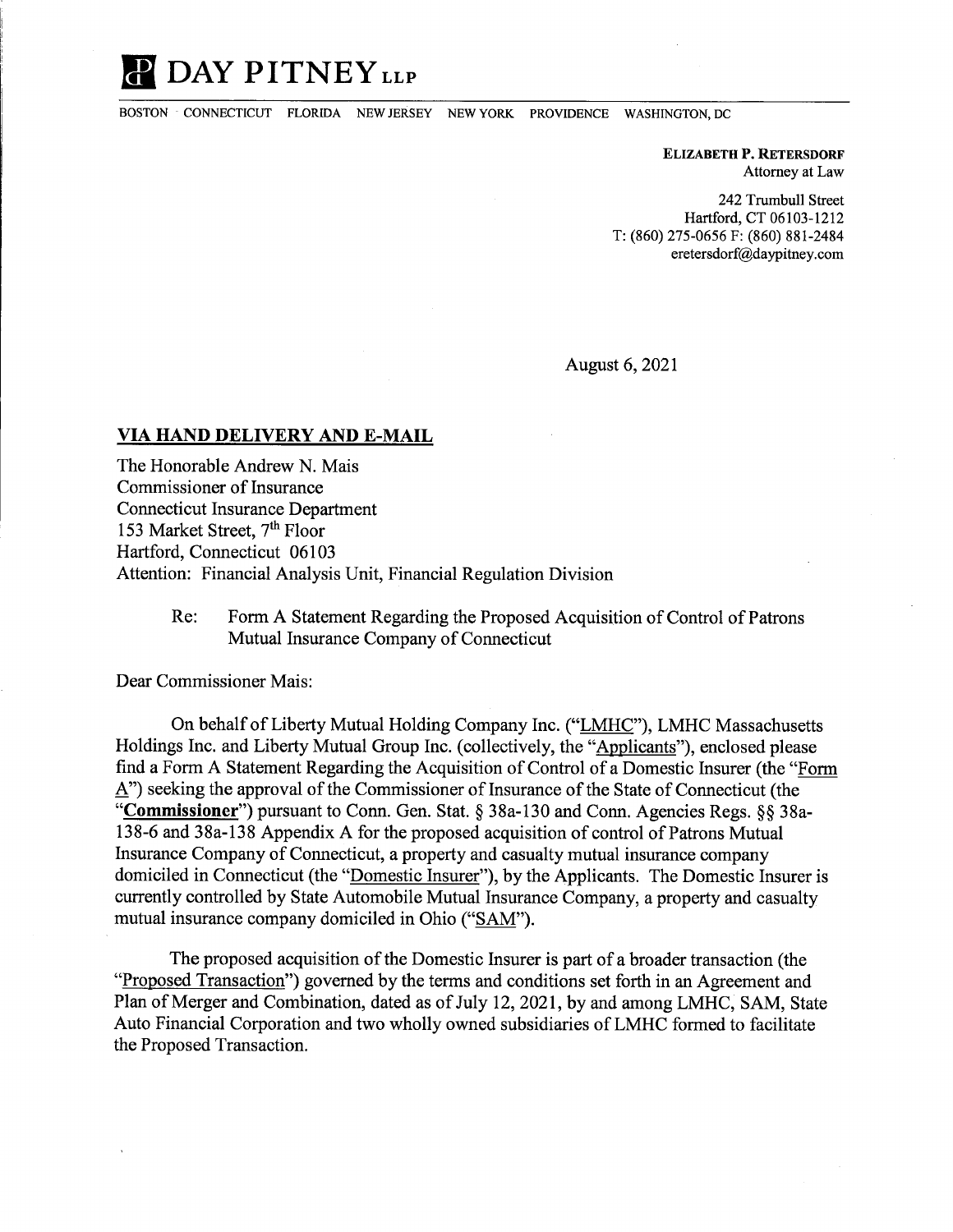# DAY PITNEY LLP

BOSTON CONNECTICUT FLORIDA NEW JERSEY NEW YORK PROVIDENCE WASHINGTON, DC

**ELIZABETH P. RETERSDORF**
Attorney at Law

242 Trumbull Street
Hartford, CT 06103-1212
T: (860) 275-0656 F: (860) 881-2484
eretersdorf@daypitney.com

August 6, 2021

**VIA HAND DELIVERY AND E-MAIL**

The Honorable Andrew N. Mais
Commissioner of Insurance
Connecticut Insurance Department
153 Market Street, 7th Floor
Hartford, Connecticut 06103
Attention: Financial Analysis Unit, Financial Regulation Division

Re: Form A Statement Regarding the Proposed Acquisition of Control of Patrons Mutual Insurance Company of Connecticut

Dear Commissioner Mais:

On behalf of Liberty Mutual Holding Company Inc. ("LMHC"), LMHC Massachusetts Holdings Inc. and Liberty Mutual Group Inc. (collectively, the "Applicants"), enclosed please find a Form A Statement Regarding the Acquisition of Control of a Domestic Insurer (the "Form A") seeking the approval of the Commissioner of Insurance of the State of Connecticut (the "**Commissioner**") pursuant to Conn. Gen. Stat. § 38a-130 and Conn. Agencies Regs. §§ 38a-138-6 and 38a-138 Appendix A for the proposed acquisition of control of Patrons Mutual Insurance Company of Connecticut, a property and casualty mutual insurance company domiciled in Connecticut (the "Domestic Insurer"), by the Applicants. The Domestic Insurer is currently controlled by State Automobile Mutual Insurance Company, a property and casualty mutual insurance company domiciled in Ohio ("SAM").

The proposed acquisition of the Domestic Insurer is part of a broader transaction (the "Proposed Transaction") governed by the terms and conditions set forth in an Agreement and Plan of Merger and Combination, dated as of July 12, 2021, by and among LMHC, SAM, State Auto Financial Corporation and two wholly owned subsidiaries of LMHC formed to facilitate the Proposed Transaction.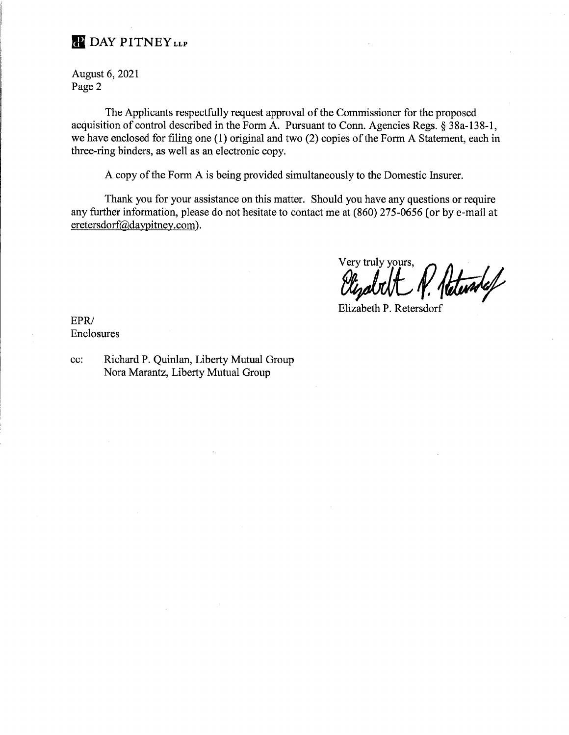The Applicants respectfully request approval of the Commissioner for the proposed acquisition of control described in the Form A. Pursuant to Conn. Agencies Regs. § 38a-138-1, we have enclosed for filing one (1) original and two (2) copies of the Form A Statement, each in three-ring binders, as well as an electronic copy.

A copy of the Form A is being provided simultaneously to the Domestic Insurer.

Thank you for your assistance on this matter. Should you have any questions or require any further information, please do not hesitate to contact me at (860) 275-0656 (or by e-mail at eretersdorf@daypitney.com).

Very truly yours,

Elizabeth P. Retersdorf

EPR/
Enclosures

cc: Richard P. Quinlan, Liberty Mutual Group
Nora Marantz, Liberty Mutual Group